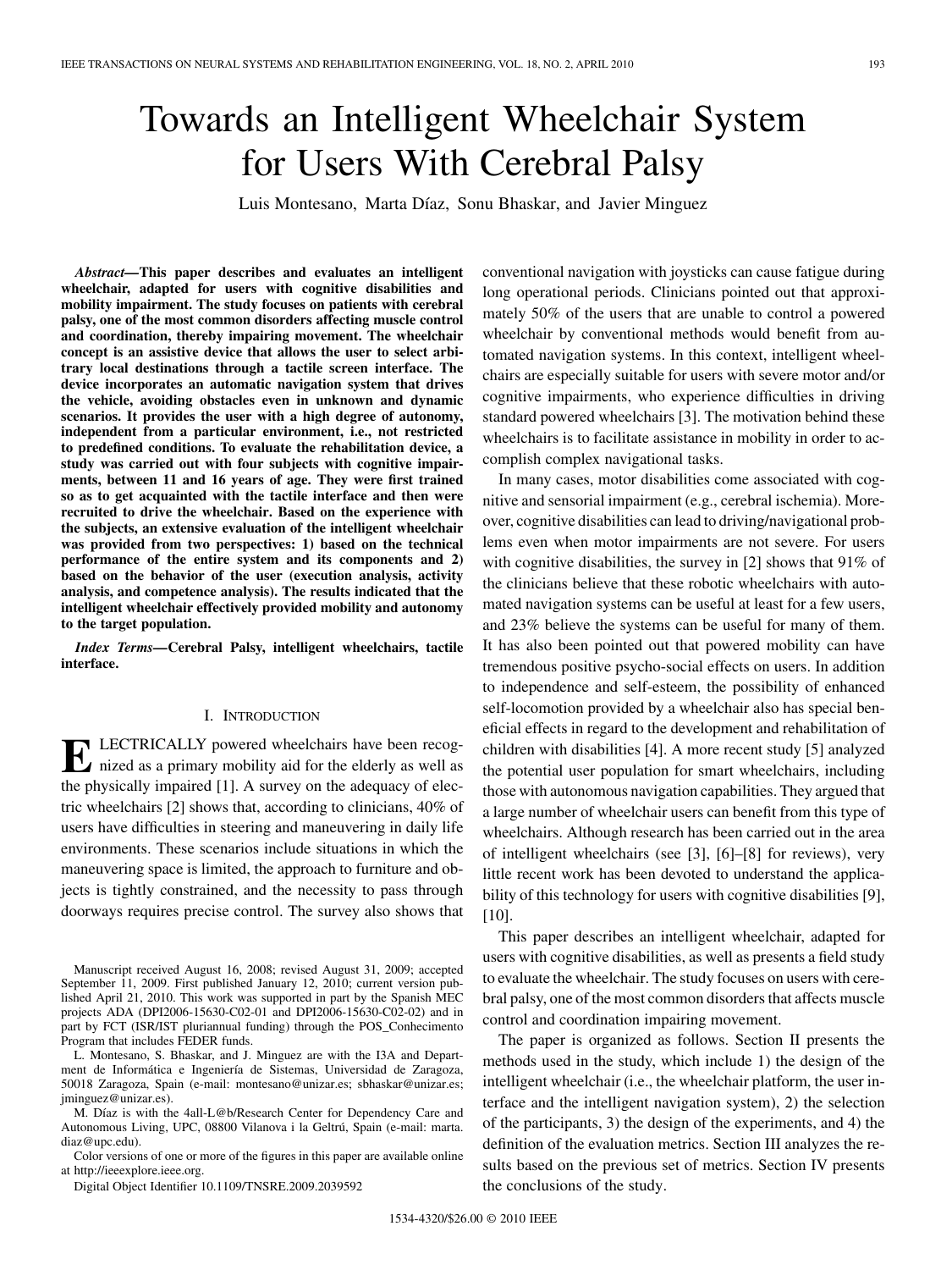# Towards an Intelligent Wheelchair System for Users With Cerebral Palsy

Luis Montesano, Marta Díaz, Sonu Bhaskar, and Javier Minguez

***Abstract*—This paper describes and evaluates an intelligent wheelchair, adapted for users with cognitive disabilities and mobility impairment. The study focuses on patients with cerebral palsy, one of the most common disorders affecting muscle control and coordination, thereby impairing movement. The wheelchair concept is an assistive device that allows the user to select arbitrary local destinations through a tactile screen interface. The device incorporates an automatic navigation system that drives the vehicle, avoiding obstacles even in unknown and dynamic scenarios. It provides the user with a high degree of autonomy, independent from a particular environment, i.e., not restricted to predefined conditions. To evaluate the rehabilitation device, a study was carried out with four subjects with cognitive impairments, between 11 and 16 years of age. They were first trained so as to get acquainted with the tactile interface and then were recruited to drive the wheelchair. Based on the experience with the subjects, an extensive evaluation of the intelligent wheelchair was provided from two perspectives: 1) based on the technical performance of the entire system and its components and 2) based on the behavior of the user (execution analysis, activity analysis, and competence analysis). The results indicated that the intelligent wheelchair effectively provided mobility and autonomy to the target population.**

***Index Terms*—Cerebral Palsy, intelligent wheelchairs, tactile interface.**

## I. Introduction

Electrically powered wheelchairs have been recognized as a primary mobility aid for the elderly as well as the physically impaired [1]. A survey on the adequacy of electric wheelchairs [2] shows that, according to clinicians, 40% of users have difficulties in steering and maneuvering in daily life environments. These scenarios include situations in which the maneuvering space is limited, the approach to furniture and objects is tightly constrained, and the necessity to pass through doorways requires precise control. The survey also shows that conventional navigation with joysticks can cause fatigue during long operational periods. Clinicians pointed out that approximately 50% of the users that are unable to control a powered wheelchair by conventional methods would benefit from automated navigation systems. In this context, intelligent wheelchairs are especially suitable for users with severe motor and/or cognitive impairments, who experience difficulties in driving standard powered wheelchairs [3]. The motivation behind these wheelchairs is to facilitate assistance in mobility in order to accomplish complex navigational tasks.

In many cases, motor disabilities come associated with cognitive and sensorial impairment (e.g., cerebral ischemia). Moreover, cognitive disabilities can lead to driving/navigational problems even when motor impairments are not severe. For users with cognitive disabilities, the survey in [2] shows that 91% of the clinicians believe that these robotic wheelchairs with automated navigation systems can be useful at least for a few users, and 23% believe the systems can be useful for many of them. It has also been pointed out that powered mobility can have tremendous positive psycho-social effects on users. In addition to independence and self-esteem, the possibility of enhanced self-locomotion provided by a wheelchair also has special beneficial effects in regard to the development and rehabilitation of children with disabilities [4]. A more recent study [5] analyzed the potential user population for smart wheelchairs, including those with autonomous navigation capabilities. They argued that a large number of wheelchair users can benefit from this type of wheelchairs. Although research has been carried out in the area of intelligent wheelchairs (see [3], [6]–[8] for reviews), very little recent work has been devoted to understand the applicability of this technology for users with cognitive disabilities [9], [10].

This paper describes an intelligent wheelchair, adapted for users with cognitive disabilities, as well as presents a field study to evaluate the wheelchair. The study focuses on users with cerebral palsy, one of the most common disorders that affects muscle control and coordination impairing movement.

The paper is organized as follows. Section II presents the methods used in the study, which include 1) the design of the intelligent wheelchair (i.e., the wheelchair platform, the user interface and the intelligent navigation system), 2) the selection of the participants, 3) the design of the experiments, and 4) the definition of the evaluation metrics. Section III analyzes the results based on the previous set of metrics. Section IV presents the conclusions of the study.

---

Manuscript received August 16, 2008; revised August 31, 2009; accepted September 11, 2009. First published January 12, 2010; current version published April 21, 2010. This work was supported in part by the Spanish MEC projects ADA (DPI2006-15630-C02-01 and DPI2006-15630-C02-02) and in part by FCT (ISR/IST pluriannual funding) through the POS_Conhecimento Program that includes FEDER funds.

L. Montesano, S. Bhaskar, and J. Minguez are with the I3A and Departament de Informática e Ingeniería de Sistemas, Universidad de Zaragoza, 50018 Zaragoza, Spain (e-mail: montesano@unizar.es; sbhaskar@unizar.es; jminguez@unizar.es).

M. Díaz is with the 4all-L@b/Research Center for Dependency Care and Autonomous Living, UPC, 08800 Vilanova i la Geltrú, Spain (e-mail: marta.diaz@upc.edu).

Color versions of one or more of the figures in this paper are available online at http://ieeexplore.ieee.org.

Digital Object Identifier 10.1109/TNSRE.2009.2039592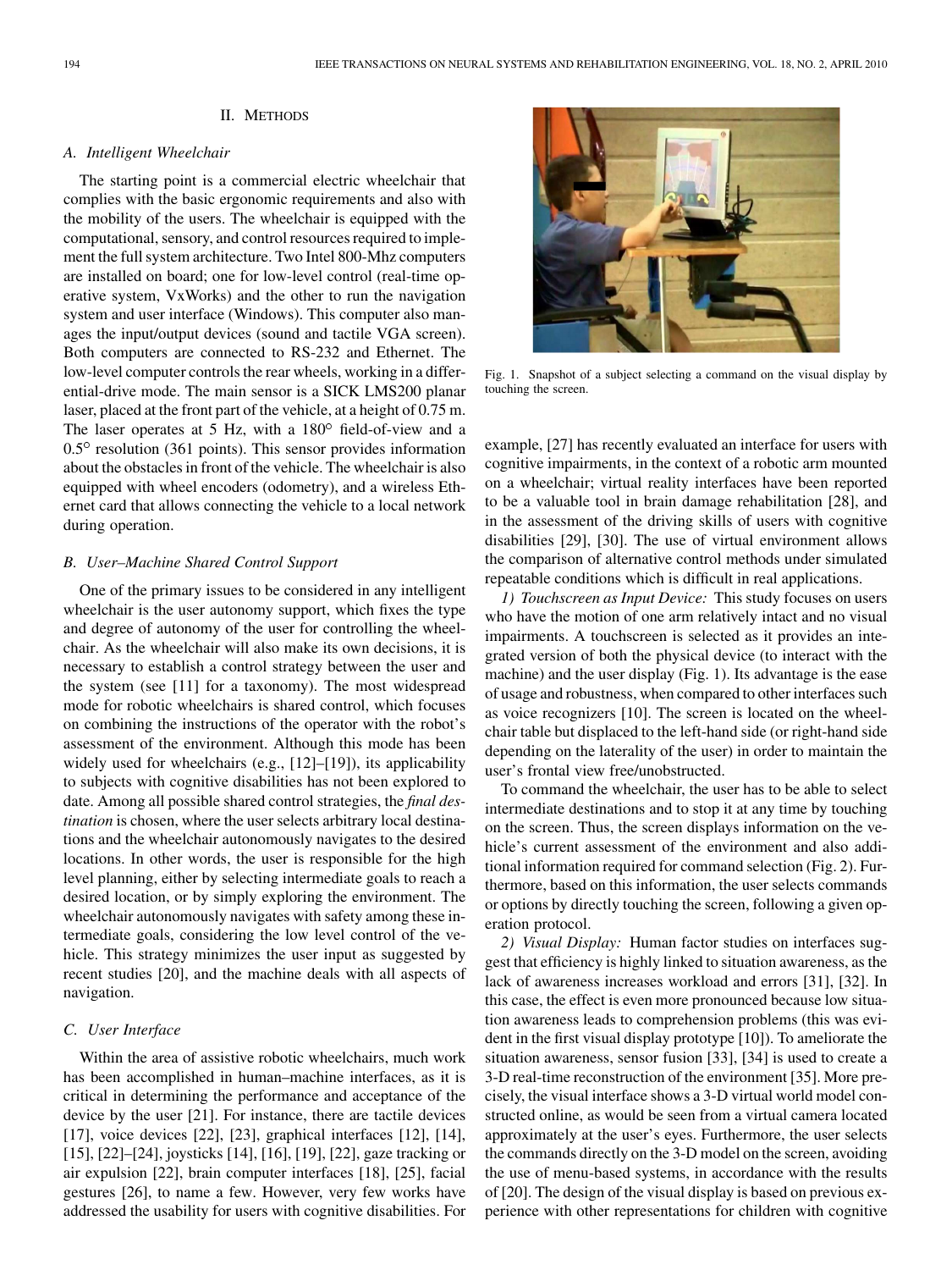## II. Methods

### A. Intelligent Wheelchair

The starting point is a commercial electric wheelchair that complies with the basic ergonomic requirements and also with the mobility of the users. The wheelchair is equipped with the computational, sensory, and control resources required to implement the full system architecture. Two Intel 800-Mhz computers are installed on board; one for low-level control (real-time operative system, VxWorks) and the other to run the navigation system and user interface (Windows). This computer also manages the input/output devices (sound and tactile VGA screen). Both computers are connected to RS-232 and Ethernet. The low-level computer controls the rear wheels, working in a differential-drive mode. The main sensor is a SICK LMS200 planar laser, placed at the front part of the vehicle, at a height of 0.75 m. The laser operates at 5 Hz, with a 180° field-of-view and a 0.5° resolution (361 points). This sensor provides information about the obstacles in front of the vehicle. The wheelchair is also equipped with wheel encoders (odometry), and a wireless Ethernet card that allows connecting the vehicle to a local network during operation.

### B. User–Machine Shared Control Support

One of the primary issues to be considered in any intelligent wheelchair is the user autonomy support, which fixes the type and degree of autonomy of the user for controlling the wheelchair. As the wheelchair will also make its own decisions, it is necessary to establish a control strategy between the user and the system (see [11] for a taxonomy). The most widespread mode for robotic wheelchairs is shared control, which focuses on combining the instructions of the operator with the robot's assessment of the environment. Although this mode has been widely used for wheelchairs (e.g., [12]–[19]), its applicability to subjects with cognitive disabilities has not been explored to date. Among all possible shared control strategies, the *final destination* is chosen, where the user selects arbitrary local destinations and the wheelchair autonomously navigates to the desired locations. In other words, the user is responsible for the high level planning, either by selecting intermediate goals to reach a desired location, or by simply exploring the environment. The wheelchair autonomously navigates with safety among these intermediate goals, considering the low level control of the vehicle. This strategy minimizes the user input as suggested by recent studies [20], and the machine deals with all aspects of navigation.

### C. User Interface

Within the area of assistive robotic wheelchairs, much work has been accomplished in human–machine interfaces, as it is critical in determining the performance and acceptance of the device by the user [21]. For instance, there are tactile devices [17], voice devices [22], [23], graphical interfaces [12], [14], [15], [22]–[24], joysticks [14], [16], [19], [22], gaze tracking or air expulsion [22], brain computer interfaces [18], [25], facial gestures [26], to name a few. However, very few works have addressed the usability for users with cognitive disabilities. For example, [27] has recently evaluated an interface for users with cognitive impairments, in the context of a robotic arm mounted on a wheelchair; virtual reality interfaces have been reported to be a valuable tool in brain damage rehabilitation [28], and in the assessment of the driving skills of users with cognitive disabilities [29], [30]. The use of virtual environment allows the comparison of alternative control methods under simulated repeatable conditions which is difficult in real applications.

Fig. 1. Snapshot of a subject selecting a command on the visual display by touching the screen.

*1) Touchscreen as Input Device:* This study focuses on users who have the motion of one arm relatively intact and no visual impairments. A touchscreen is selected as it provides an integrated version of both the physical device (to interact with the machine) and the user display (Fig. 1). Its advantage is the ease of usage and robustness, when compared to other interfaces such as voice recognizers [10]. The screen is located on the wheelchair table but displaced to the left-hand side (or right-hand side depending on the laterality of the user) in order to maintain the user's frontal view free/unobstructed.

To command the wheelchair, the user has to be able to select intermediate destinations and to stop it at any time by touching on the screen. Thus, the screen displays information on the vehicle's current assessment of the environment and also additional information required for command selection (Fig. 2). Furthermore, based on this information, the user selects commands or options by directly touching the screen, following a given operation protocol.

*2) Visual Display:* Human factor studies on interfaces suggest that efficiency is highly linked to situation awareness, as the lack of awareness increases workload and errors [31], [32]. In this case, the effect is even more pronounced because low situation awareness leads to comprehension problems (this was evident in the first visual display prototype [10]). To ameliorate the situation awareness, sensor fusion [33], [34] is used to create a 3-D real-time reconstruction of the environment [35]. More precisely, the visual interface shows a 3-D virtual world model constructed online, as would be seen from a virtual camera located approximately at the user's eyes. Furthermore, the user selects the commands directly on the 3-D model on the screen, avoiding the use of menu-based systems, in accordance with the results of [20]. The design of the visual display is based on previous experience with other representations for children with cognitive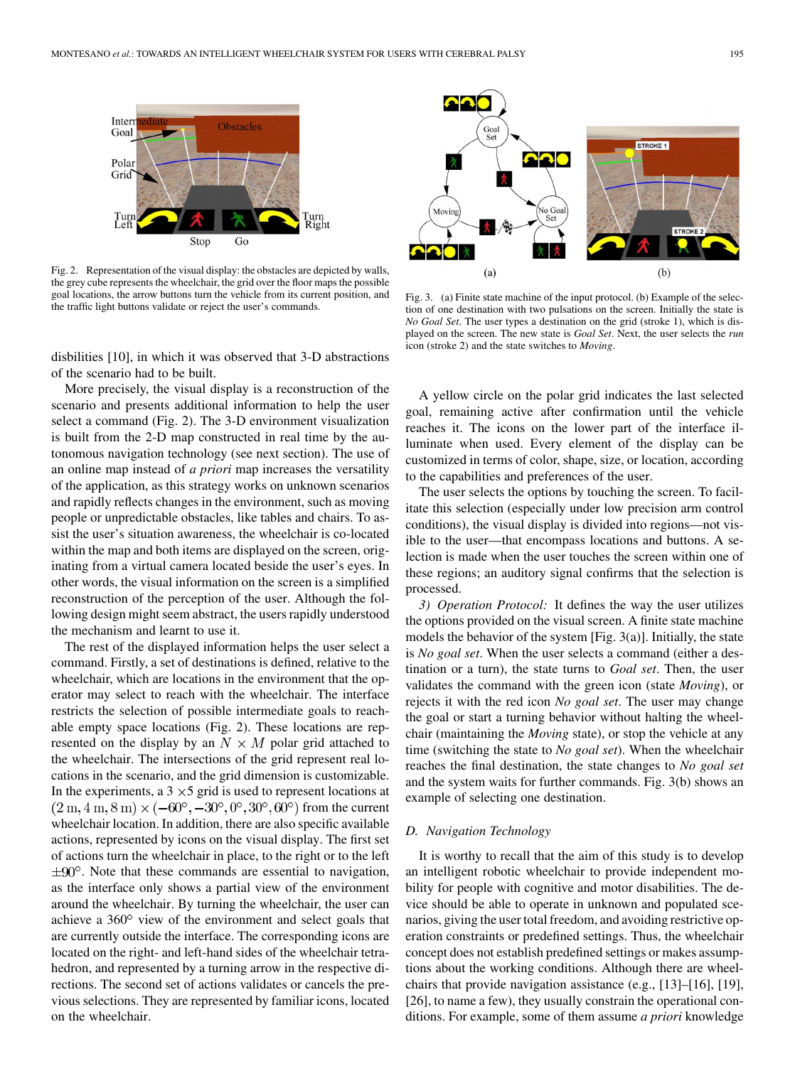Fig. 2. Representation of the visual display: the obstacles are depicted by walls, the grey cube represents the wheelchair, the grid over the floor maps the possible goal locations, the arrow buttons turn the vehicle from its current position, and the traffic light buttons validate or reject the user's commands.

disbilities [10], in which it was observed that 3-D abstractions of the scenario had to be built.

More precisely, the visual display is a reconstruction of the scenario and presents additional information to help the user select a command (Fig. 2). The 3-D environment visualization is built from the 2-D map constructed in real time by the autonomous navigation technology (see next section). The use of an online map instead of *a priori* map increases the versatility of the application, as this strategy works on unknown scenarios and rapidly reflects changes in the environment, such as moving people or unpredictable obstacles, like tables and chairs. To assist the user's situation awareness, the wheelchair is co-located within the map and both items are displayed on the screen, originating from a virtual camera located beside the user's eyes. In other words, the visual information on the screen is a simplified reconstruction of the perception of the user. Although the following design might seem abstract, the users rapidly understood the mechanism and learnt to use it.

The rest of the displayed information helps the user select a command. Firstly, a set of destinations is defined, relative to the wheelchair, which are locations in the environment that the operator may select to reach with the wheelchair. The interface restricts the selection of possible intermediate goals to reachable empty space locations (Fig. 2). These locations are represented on the display by an $N \times M$ polar grid attached to the wheelchair. The intersections of the grid represent real locations in the scenario, and the grid dimension is customizable. In the experiments, a $3 \times 5$ grid is used to represent locations at $(2\,\mathrm{m}, 4\,\mathrm{m}, 8\,\mathrm{m}) \times (-60^{\circ}, -30^{\circ}, 0^{\circ}, 30^{\circ}, 60^{\circ})$ from the current wheelchair location. In addition, there are also specific available actions, represented by icons on the visual display. The first set of actions turn the wheelchair in place, to the right or to the left $\pm 90^{\circ}$. Note that these commands are essential to navigation, as the interface only shows a partial view of the environment around the wheelchair. By turning the wheelchair, the user can achieve a $360^{\circ}$ view of the environment and select goals that are currently outside the interface. The corresponding icons are located on the right- and left-hand sides of the wheelchair tetrahedron, and represented by a turning arrow in the respective directions. The second set of actions validates or cancels the previous selections. They are represented by familiar icons, located on the wheelchair.

Fig. 3. (a) Finite state machine of the input protocol. (b) Example of the selection of one destination with two pulsations on the screen. Initially the state is *No Goal Set*. The user types a destination on the grid (stroke 1), which is displayed on the screen. The new state is *Goal Set*. Next, the user selects the *run* icon (stroke 2) and the state switches to *Moving*.

A yellow circle on the polar grid indicates the last selected goal, remaining active after confirmation until the vehicle reaches it. The icons on the lower part of the interface illuminate when used. Every element of the display can be customized in terms of color, shape, size, or location, according to the capabilities and preferences of the user.

The user selects the options by touching the screen. To facilitate this selection (especially under low precision arm control conditions), the visual display is divided into regions—not visible to the user—that encompass locations and buttons. A selection is made when the user touches the screen within one of these regions; an auditory signal confirms that the selection is processed.

*3) Operation Protocol:* It defines the way the user utilizes the options provided on the visual screen. A finite state machine models the behavior of the system [Fig. 3(a)]. Initially, the state is *No goal set*. When the user selects a command (either a destination or a turn), the state turns to *Goal set*. Then, the user validates the command with the green icon (state *Moving*), or rejects it with the red icon *No goal set*. The user may change the goal or start a turning behavior without halting the wheelchair (maintaining the *Moving* state), or stop the vehicle at any time (switching the state to *No goal set*). When the wheelchair reaches the final destination, the state changes to *No goal set* and the system waits for further commands. Fig. 3(b) shows an example of selecting one destination.

### D. Navigation Technology

It is worthy to recall that the aim of this study is to develop an intelligent robotic wheelchair to provide independent mobility for people with cognitive and motor disabilities. The device should be able to operate in unknown and populated scenarios, giving the user total freedom, and avoiding restrictive operation constraints or predefined settings. Thus, the wheelchair concept does not establish predefined settings or makes assumptions about the working conditions. Although there are wheelchairs that provide navigation assistance (e.g., [13]–[16], [19], [26], to name a few), they usually constrain the operational conditions. For example, some of them assume *a priori* knowledge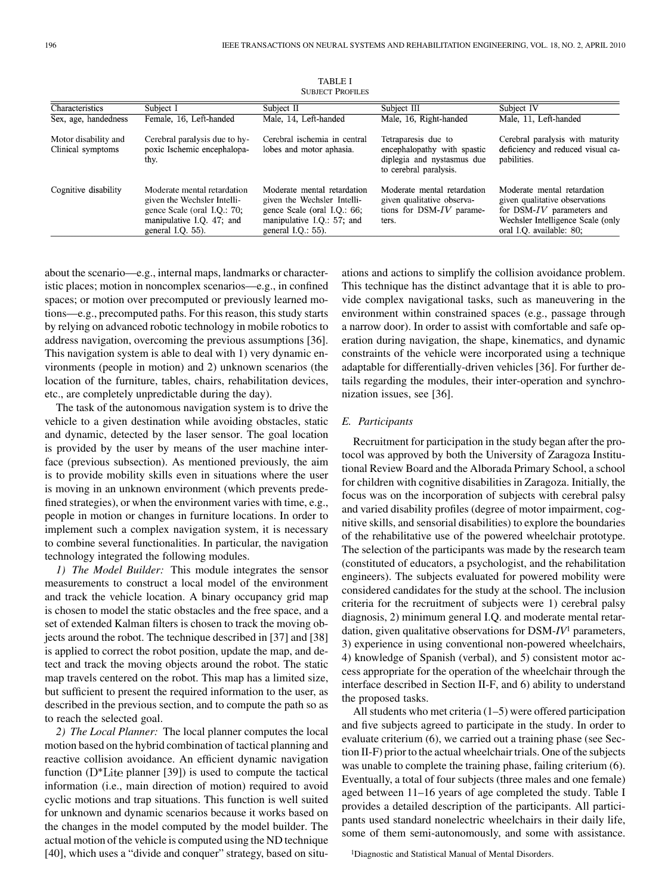TABLE I
SUBJECT PROFILES

| Characteristics | Subject I | Subject II | Subject III | Subject IV |
|---|---|---|---|---|
| Sex, age, handedness | Female, 16, Left-handed | Male, 14, Left-handed | Male, 16, Right-handed | Male, 11, Left-handed |
| Motor disability and Clinical symptoms | Cerebral paralysis due to hypoxic Ischemic encephalopathy. | Cerebral ischemia in central lobes and motor aphasia. | Tetraparesis due to encephalopathy with spastic diplegia and nystasmus due to cerebral paralysis. | Cerebral paralysis with maturity deficiency and reduced visual capabilities. |
| Cognitive disability | Moderate mental retardation given the Wechsler Intelligence Scale (oral I.Q.: 70; manipulative I.Q. 47; and general I.Q. 55). | Moderate mental retardation given the Wechsler Intelligence Scale (oral I.Q.: 66; manipulative I.Q.: 57; and general I.Q.: 55). | Moderate mental retardation given qualitative observations for DSM-*IV* parameters. | Moderate mental retardation given qualitative observations for DSM-*IV* parameters and Wechsler Intelligence Scale (only oral I.Q. available: 80; |

about the scenario—e.g., internal maps, landmarks or characteristic places; motion in noncomplex scenarios—e.g., in confined spaces; or motion over precomputed or previously learned motions—e.g., precomputed paths. For this reason, this study starts by relying on advanced robotic technology in mobile robotics to address navigation, overcoming the previous assumptions [36]. This navigation system is able to deal with 1) very dynamic environments (people in motion) and 2) unknown scenarios (the location of the furniture, tables, chairs, rehabilitation devices, etc., are completely unpredictable during the day).

The task of the autonomous navigation system is to drive the vehicle to a given destination while avoiding obstacles, static and dynamic, detected by the laser sensor. The goal location is provided by the user by means of the user machine interface (previous subsection). As mentioned previously, the aim is to provide mobility skills even in situations where the user is moving in an unknown environment (which prevents predefined strategies), or when the environment varies with time, e.g., people in motion or changes in furniture locations. In order to implement such a complex navigation system, it is necessary to combine several functionalities. In particular, the navigation technology integrated the following modules.

*1) The Model Builder:* This module integrates the sensor measurements to construct a local model of the environment and track the vehicle location. A binary occupancy grid map is chosen to model the static obstacles and the free space, and a set of extended Kalman filters is chosen to track the moving objects around the robot. The technique described in [37] and [38] is applied to correct the robot position, update the map, and detect and track the moving objects around the robot. The static map travels centered on the robot. This map has a limited size, but sufficient to present the required information to the user, as described in the previous section, and to compute the path so as to reach the selected goal.

*2) The Local Planner:* The local planner computes the local motion based on the hybrid combination of tactical planning and reactive collision avoidance. An efficient dynamic navigation function (D*Lite planner [39]) is used to compute the tactical information (i.e., main direction of motion) required to avoid cyclic motions and trap situations. This function is well suited for unknown and dynamic scenarios because it works based on the changes in the model computed by the model builder. The actual motion of the vehicle is computed using the ND technique [40], which uses a "divide and conquer" strategy, based on situations and actions to simplify the collision avoidance problem. This technique has the distinct advantage that it is able to provide complex navigational tasks, such as maneuvering in the environment within constrained spaces (e.g., passage through a narrow door). In order to assist with comfortable and safe operation during navigation, the shape, kinematics, and dynamic constraints of the vehicle were incorporated using a technique adaptable for differentially-driven vehicles [36]. For further details regarding the modules, their inter-operation and synchronization issues, see [36].

### *E. Participants*

Recruitment for participation in the study began after the protocol was approved by both the University of Zaragoza Institutional Review Board and the Alborada Primary School, a school for children with cognitive disabilities in Zaragoza. Initially, the focus was on the incorporation of subjects with cerebral palsy and varied disability profiles (degree of motor impairment, cognitive skills, and sensorial disabilities) to explore the boundaries of the rehabilitative use of the powered wheelchair prototype. The selection of the participants was made by the research team (constituted of educators, a psychologist, and the rehabilitation engineers). The subjects evaluated for powered mobility were considered candidates for the study at the school. The inclusion criteria for the recruitment of subjects were 1) cerebral palsy diagnosis, 2) minimum general I.Q. and moderate mental retardation, given qualitative observations for DSM-*IV*[1] parameters, 3) experience in using conventional non-powered wheelchairs, 4) knowledge of Spanish (verbal), and 5) consistent motor access appropriate for the operation of the wheelchair through the interface described in Section II-F, and 6) ability to understand the proposed tasks.

All students who met criteria (1–5) were offered participation and five subjects agreed to participate in the study. In order to evaluate criterium (6), we carried out a training phase (see Section II-F) prior to the actual wheelchair trials. One of the subjects was unable to complete the training phase, failing criterium (6). Eventually, a total of four subjects (three males and one female) aged between 11–16 years of age completed the study. Table I provides a detailed description of the participants. All participants used standard nonelectric wheelchairs in their daily life, some of them semi-autonomously, and some with assistance.

[1]Diagnostic and Statistical Manual of Mental Disorders.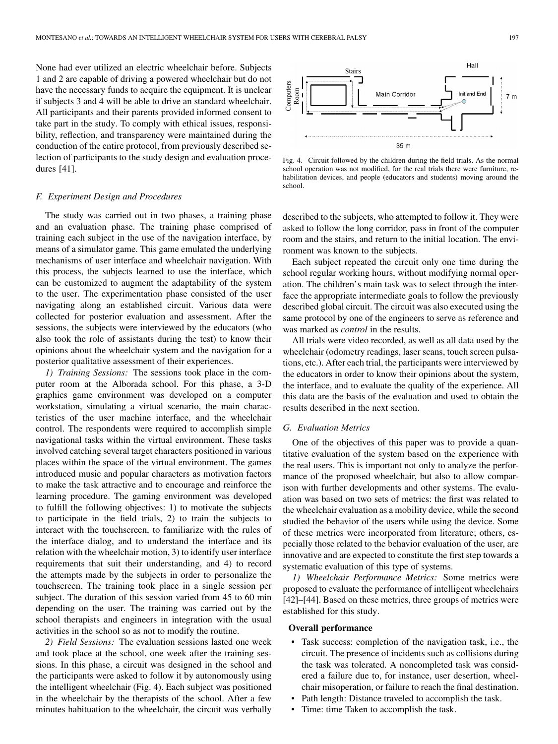None had ever utilized an electric wheelchair before. Subjects 1 and 2 are capable of driving a powered wheelchair but do not have the necessary funds to acquire the equipment. It is unclear if subjects 3 and 4 will be able to drive an standard wheelchair. All participants and their parents provided informed consent to take part in the study. To comply with ethical issues, responsibility, reflection, and transparency were maintained during the conduction of the entire protocol, from previously described selection of participants to the study design and evaluation procedures [41].

### F. Experiment Design and Procedures

The study was carried out in two phases, a training phase and an evaluation phase. The training phase comprised of training each subject in the use of the navigation interface, by means of a simulator game. This game emulated the underlying mechanisms of user interface and wheelchair navigation. With this process, the subjects learned to use the interface, which can be customized to augment the adaptability of the system to the user. The experimentation phase consisted of the user navigating along an established circuit. Various data were collected for posterior evaluation and assessment. After the sessions, the subjects were interviewed by the educators (who also took the role of assistants during the test) to know their opinions about the wheelchair system and the navigation for a posterior qualitative assessment of their experiences.

*1) Training Sessions:* The sessions took place in the computer room at the Alborada school. For this phase, a 3-D graphics game environment was developed on a computer workstation, simulating a virtual scenario, the main characteristics of the user machine interface, and the wheelchair control. The respondents were required to accomplish simple navigational tasks within the virtual environment. These tasks involved catching several target characters positioned in various places within the space of the virtual environment. The games introduced music and popular characters as motivation factors to make the task attractive and to encourage and reinforce the learning procedure. The gaming environment was developed to fulfill the following objectives: 1) to motivate the subjects to participate in the field trials, 2) to train the subjects to interact with the touchscreen, to familiarize with the rules of the interface dialog, and to understand the interface and its relation with the wheelchair motion, 3) to identify user interface requirements that suit their understanding, and 4) to record the attempts made by the subjects in order to personalize the touchscreen. The training took place in a single session per subject. The duration of this session varied from 45 to 60 min depending on the user. The training was carried out by the school therapists and engineers in integration with the usual activities in the school so as not to modify the routine.

*2) Field Sessions:* The evaluation sessions lasted one week and took place at the school, one week after the training sessions. In this phase, a circuit was designed in the school and the participants were asked to follow it by autonomously using the intelligent wheelchair (Fig. 4). Each subject was positioned in the wheelchair by the therapists of the school. After a few minutes habituation to the wheelchair, the circuit was verbally described to the subjects, who attempted to follow it. They were asked to follow the long corridor, pass in front of the computer room and the stairs, and return to the initial location. The environment was known to the subjects.

Fig. 4. Circuit followed by the children during the field trials. As the normal school operation was not modified, for the real trials there were furniture, rehabilitation devices, and people (educators and students) moving around the school.

Each subject repeated the circuit only one time during the school regular working hours, without modifying normal operation. The children's main task was to select through the interface the appropriate intermediate goals to follow the previously described global circuit. The circuit was also executed using the same protocol by one of the engineers to serve as reference and was marked as *control* in the results.

All trials were video recorded, as well as all data used by the wheelchair (odometry readings, laser scans, touch screen pulsations, etc.). After each trial, the participants were interviewed by the educators in order to know their opinions about the system, the interface, and to evaluate the quality of the experience. All this data are the basis of the evaluation and used to obtain the results described in the next section.

### G. Evaluation Metrics

One of the objectives of this paper was to provide a quantitative evaluation of the system based on the experience with the real users. This is important not only to analyze the performance of the proposed wheelchair, but also to allow comparison with further developments and other systems. The evaluation was based on two sets of metrics: the first was related to the wheelchair evaluation as a mobility device, while the second studied the behavior of the users while using the device. Some of these metrics were incorporated from literature; others, especially those related to the behavior evaluation of the user, are innovative and are expected to constitute the first step towards a systematic evaluation of this type of systems.

*1) Wheelchair Performance Metrics:* Some metrics were proposed to evaluate the performance of intelligent wheelchairs [42]–[44]. Based on these metrics, three groups of metrics were established for this study.

**Overall performance**

- Task success: completion of the navigation task, i.e., the circuit. The presence of incidents such as collisions during the task was tolerated. A noncompleted task was considered a failure due to, for instance, user desertion, wheelchair misoperation, or failure to reach the final destination.
- Path length: Distance traveled to accomplish the task.
- Time: time Taken to accomplish the task.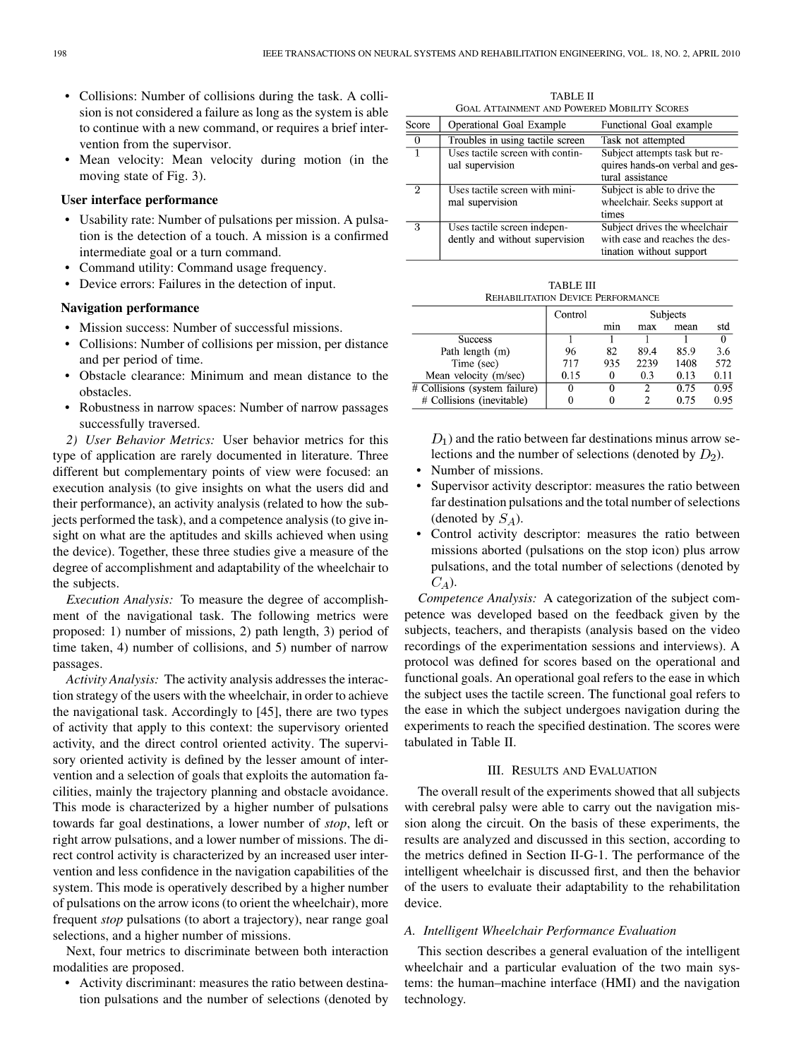- Collisions: Number of collisions during the task. A collision is not considered a failure as long as the system is able to continue with a new command, or requires a brief intervention from the supervisor.
- Mean velocity: Mean velocity during motion (in the moving state of Fig. 3).

**User interface performance**

- Usability rate: Number of pulsations per mission. A pulsation is the detection of a touch. A mission is a confirmed intermediate goal or a turn command.
- Command utility: Command usage frequency.
- Device errors: Failures in the detection of input.

**Navigation performance**

- Mission success: Number of successful missions.
- Collisions: Number of collisions per mission, per distance and per period of time.
- Obstacle clearance: Minimum and mean distance to the obstacles.
- Robustness in narrow spaces: Number of narrow passages successfully traversed.

*2) User Behavior Metrics:* User behavior metrics for this type of application are rarely documented in literature. Three different but complementary points of view were focused: an execution analysis (to give insights on what the users did and their performance), an activity analysis (related to how the subjects performed the task), and a competence analysis (to give insight on what are the aptitudes and skills achieved when using the device). Together, these three studies give a measure of the degree of accomplishment and adaptability of the wheelchair to the subjects.

*Execution Analysis:* To measure the degree of accomplishment of the navigational task. The following metrics were proposed: 1) number of missions, 2) path length, 3) period of time taken, 4) number of collisions, and 5) number of narrow passages.

*Activity Analysis:* The activity analysis addresses the interaction strategy of the users with the wheelchair, in order to achieve the navigational task. Accordingly to [45], there are two types of activity that apply to this context: the supervisory oriented activity, and the direct control oriented activity. The supervisory oriented activity is defined by the lesser amount of intervention and a selection of goals that exploits the automation facilities, mainly the trajectory planning and obstacle avoidance. This mode is characterized by a higher number of pulsations towards far goal destinations, a lower number of *stop*, left or right arrow pulsations, and a lower number of missions. The direct control activity is characterized by an increased user intervention and less confidence in the navigation capabilities of the system. This mode is operatively described by a higher number of pulsations on the arrow icons (to orient the wheelchair), more frequent *stop* pulsations (to abort a trajectory), near range goal selections, and a higher number of missions.

Next, four metrics to discriminate between both interaction modalities are proposed.

- Activity discriminant: measures the ratio between destination pulsations and the number of selections (denoted by $D_1$) and the ratio between far destinations minus arrow selections and the number of selections (denoted by $D_2$).
- Number of missions.
- Supervisor activity descriptor: measures the ratio between far destination pulsations and the total number of selections (denoted by $S_A$).
- Control activity descriptor: measures the ratio between missions aborted (pulsations on the stop icon) plus arrow pulsations, and the total number of selections (denoted by $C_A$).

*Competence Analysis:* A categorization of the subject competence was developed based on the feedback given by the subjects, teachers, and therapists (analysis based on the video recordings of the experimentation sessions and interviews). A protocol was defined for scores based on the operational and functional goals. An operational goal refers to the ease in which the subject uses the tactile screen. The functional goal refers to the ease in which the subject undergoes navigation during the experiments to reach the specified destination. The scores were tabulated in Table II.

TABLE II
GOAL ATTAINMENT AND POWERED MOBILITY SCORES

| Score | Operational Goal Example | Functional Goal example |
|---|---|---|
| 0 | Troubles in using tactile screen | Task not attempted |
| 1 | Uses tactile screen with continual supervision | Subject attempts task but requires hands-on verbal and gestural assistance |
| 2 | Uses tactile screen with minimal supervision | Subject is able to drive the wheelchair. Seeks support at times |
| 3 | Uses tactile screen independently and without supervision | Subject drives the wheelchair with ease and reaches the destination without support |

TABLE III
REHABILITATION DEVICE PERFORMANCE

| | Control | Subjects | | | |
|---|---|---|---|---|---|
| | | min | max | mean | std |
| Success | 1 | 1 | 1 | 1 | 0 |
| Path length (m) | 96 | 82 | 89.4 | 85.9 | 3.6 |
| Time (sec) | 717 | 935 | 2239 | 1408 | 572 |
| Mean velocity (m/sec) | 0.15 | 0 | 0.3 | 0.13 | 0.11 |
| # Collisions (system failure) | 0 | 0 | 2 | 0.75 | 0.95 |
| # Collisions (inevitable) | 0 | 0 | 2 | 0.75 | 0.95 |

## III. Results and Evaluation

The overall result of the experiments showed that all subjects with cerebral palsy were able to carry out the navigation mission along the circuit. On the basis of these experiments, the results are analyzed and discussed in this section, according to the metrics defined in Section II-G-1. The performance of the intelligent wheelchair is discussed first, and then the behavior of the users to evaluate their adaptability to the rehabilitation device.

### A. Intelligent Wheelchair Performance Evaluation

This section describes a general evaluation of the intelligent wheelchair and a particular evaluation of the two main systems: the human–machine interface (HMI) and the navigation technology.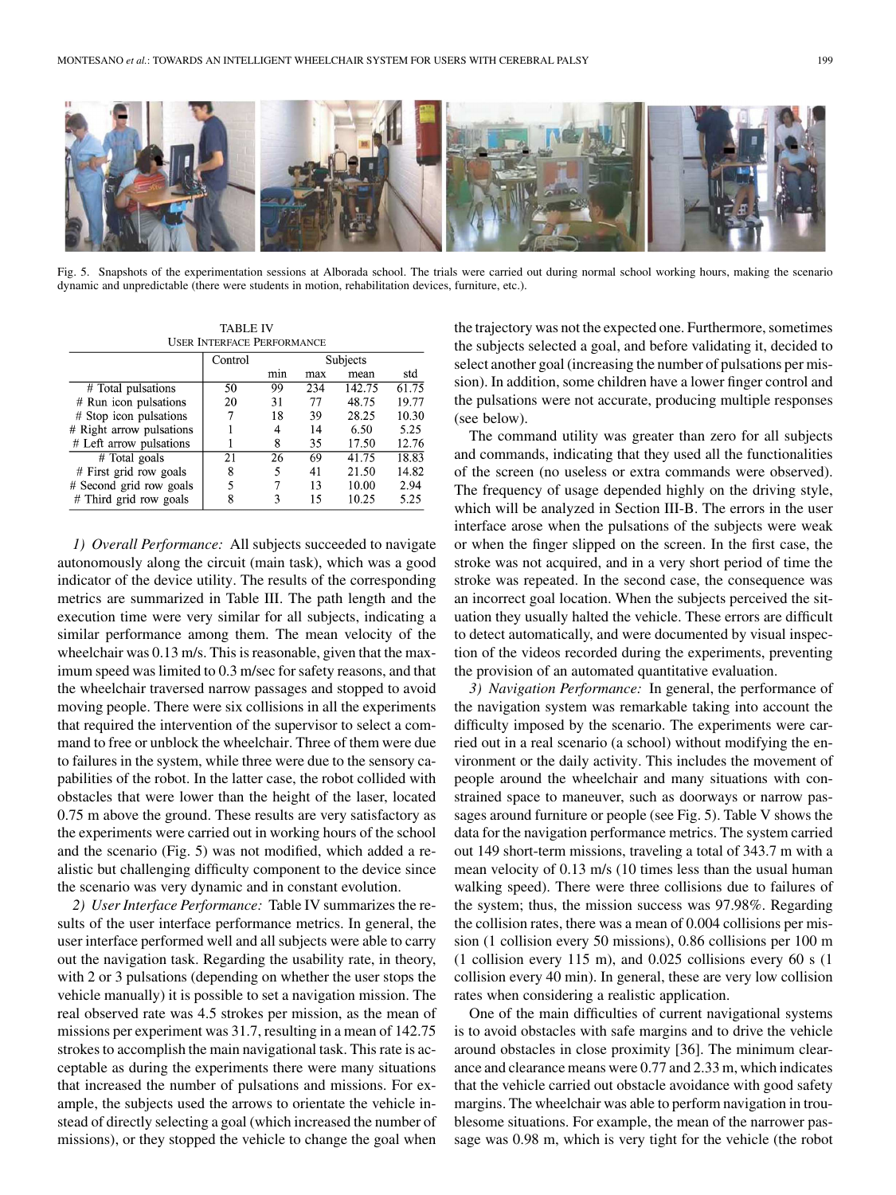Fig. 5. Snapshots of the experimentation sessions at Alborada school. The trials were carried out during normal school working hours, making the scenario dynamic and unpredictable (there were students in motion, rehabilitation devices, furniture, etc.).

TABLE IV
USER INTERFACE PERFORMANCE

| | Control | Subjects | | | |
|---|---|---|---|---|---|
| | | min | max | mean | std |
| # Total pulsations | 50 | 99 | 234 | 142.75 | 61.75 |
| # Run icon pulsations | 20 | 31 | 77 | 48.75 | 19.77 |
| # Stop icon pulsations | 7 | 18 | 39 | 28.25 | 10.30 |
| # Right arrow pulsations | 1 | 4 | 14 | 6.50 | 5.25 |
| # Left arrow pulsations | 1 | 8 | 35 | 17.50 | 12.76 |
| # Total goals | 21 | 26 | 69 | 41.75 | 18.83 |
| # First grid row goals | 8 | 5 | 41 | 21.50 | 14.82 |
| # Second grid row goals | 5 | 7 | 13 | 10.00 | 2.94 |
| # Third grid row goals | 8 | 3 | 15 | 10.25 | 5.25 |

*1) Overall Performance:* All subjects succeeded to navigate autonomously along the circuit (main task), which was a good indicator of the device utility. The results of the corresponding metrics are summarized in Table III. The path length and the execution time were very similar for all subjects, indicating a similar performance among them. The mean velocity of the wheelchair was 0.13 m/s. This is reasonable, given that the maximum speed was limited to 0.3 m/sec for safety reasons, and that the wheelchair traversed narrow passages and stopped to avoid moving people. There were six collisions in all the experiments that required the intervention of the supervisor to select a command to free or unblock the wheelchair. Three of them were due to failures in the system, while three were due to the sensory capabilities of the robot. In the latter case, the robot collided with obstacles that were lower than the height of the laser, located 0.75 m above the ground. These results are very satisfactory as the experiments were carried out in working hours of the school and the scenario (Fig. 5) was not modified, which added a realistic but challenging difficulty component to the device since the scenario was very dynamic and in constant evolution.

*2) User Interface Performance:* Table IV summarizes the results of the user interface performance metrics. In general, the user interface performed well and all subjects were able to carry out the navigation task. Regarding the usability rate, in theory, with 2 or 3 pulsations (depending on whether the user stops the vehicle manually) it is possible to set a navigation mission. The real observed rate was 4.5 strokes per mission, as the mean of missions per experiment was 31.7, resulting in a mean of 142.75 strokes to accomplish the main navigational task. This rate is acceptable as during the experiments there were many situations that increased the number of pulsations and missions. For example, the subjects used the arrows to orientate the vehicle instead of directly selecting a goal (which increased the number of missions), or they stopped the vehicle to change the goal when the trajectory was not the expected one. Furthermore, sometimes the subjects selected a goal, and before validating it, decided to select another goal (increasing the number of pulsations per mission). In addition, some children have a lower finger control and the pulsations were not accurate, producing multiple responses (see below).

The command utility was greater than zero for all subjects and commands, indicating that they used all the functionalities of the screen (no useless or extra commands were observed). The frequency of usage depended highly on the driving style, which will be analyzed in Section III-B. The errors in the user interface arose when the pulsations of the subjects were weak or when the finger slipped on the screen. In the first case, the stroke was not acquired, and in a very short period of time the stroke was repeated. In the second case, the consequence was an incorrect goal location. When the subjects perceived the situation they usually halted the vehicle. These errors are difficult to detect automatically, and were documented by visual inspection of the videos recorded during the experiments, preventing the provision of an automated quantitative evaluation.

*3) Navigation Performance:* In general, the performance of the navigation system was remarkable taking into account the difficulty imposed by the scenario. The experiments were carried out in a real scenario (a school) without modifying the environment or the daily activity. This includes the movement of people around the wheelchair and many situations with constrained space to maneuver, such as doorways or narrow passages around furniture or people (see Fig. 5). Table V shows the data for the navigation performance metrics. The system carried out 149 short-term missions, traveling a total of 343.7 m with a mean velocity of 0.13 m/s (10 times less than the usual human walking speed). There were three collisions due to failures of the system; thus, the mission success was 97.98%. Regarding the collision rates, there was a mean of 0.004 collisions per mission (1 collision every 50 missions), 0.86 collisions per 100 m (1 collision every 115 m), and 0.025 collisions every 60 s (1 collision every 40 min). In general, these are very low collision rates when considering a realistic application.

One of the main difficulties of current navigational systems is to avoid obstacles with safe margins and to drive the vehicle around obstacles in close proximity [36]. The minimum clearance and clearance means were 0.77 and 2.33 m, which indicates that the vehicle carried out obstacle avoidance with good safety margins. The wheelchair was able to perform navigation in troublesome situations. For example, the mean of the narrower passage was 0.98 m, which is very tight for the vehicle (the robot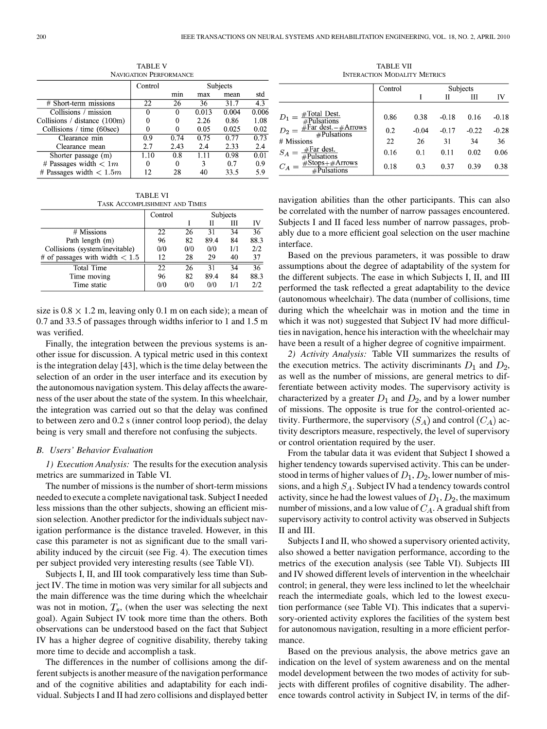TABLE V
NAVIGATION PERFORMANCE

| | Control | Subjects | | | |
|---|---|---|---|---|---|
| | | min | max | mean | std |
| # Short-term missions | 22 | 26 | 36 | 31.7 | 4.3 |
| Collisions / mission | 0 | 0 | 0.013 | 0.004 | 0.006 |
| Collisions / distance (100m) | 0 | 0 | 2.26 | 0.86 | 1.08 |
| Collisions / time (60sec) | 0 | 0 | 0.05 | 0.025 | 0.02 |
| Clearance min | 0.9 | 0.74 | 0.75 | 0.77 | 0.73 |
| Clearance mean | 2.7 | 2.43 | 2.4 | 2.33 | 2.4 |
| Shorter passage (m) | 1.10 | 0.8 | 1.11 | 0.98 | 0.01 |
| # Passages width $< 1m$ | 0 | 0 | 3 | 0.7 | 0.9 |
| # Passages width $< 1.5m$ | 12 | 28 | 40 | 33.5 | 5.9 |

TABLE VI
TASK ACCOMPLISHMENT AND TIMES

| | Control | Subjects | | | |
|---|---|---|---|---|---|
| | | I | II | III | IV |
| # Missions | 22 | 26 | 31 | 34 | 36 |
| Path length (m) | 96 | 82 | 89.4 | 84 | 88.3 |
| Collisions (system/inevitable) | 0/0 | 0/0 | 0/0 | 1/1 | 2/2 |
| # of passages with width < 1.5 | 12 | 28 | 29 | 40 | 37 |
| Total Time | 22 | 26 | 31 | 34 | 36 |
| Time moving | 96 | 82 | 89.4 | 84 | 88.3 |
| Time static | 0/0 | 0/0 | 0/0 | 1/1 | 2/2 |

size is $0.8 \times 1.2$ m, leaving only 0.1 m on each side); a mean of 0.7 and 33.5 of passages through widths inferior to 1 and 1.5 m was verified.

Finally, the integration between the previous systems is another issue for discussion. A typical metric used in this context is the integration delay [43], which is the time delay between the selection of an order in the user interface and its execution by the autonomous navigation system. This delay affects the awareness of the user about the state of the system. In this wheelchair, the integration was carried out so that the delay was confined to between zero and 0.2 s (inner control loop period), the delay being is very small and therefore not confusing the subjects.

### B. Users' Behavior Evaluation

*1) Execution Analysis:* The results for the execution analysis metrics are summarized in Table VI.

The number of missions is the number of short-term missions needed to execute a complete navigational task. Subject I needed less missions than the other subjects, showing an efficient mission selection. Another predictor for the individuals subject navigation performance is the distance traveled. However, in this case this parameter is not as significant due to the small variability induced by the circuit (see Fig. 4). The execution times per subject provided very interesting results (see Table VI).

Subjects I, II, and III took comparatively less time than Subject IV. The time in motion was very similar for all subjects and the main difference was the time during which the wheelchair was not in motion, $T_s$, (when the user was selecting the next goal). Again Subject IV took more time than the others. Both observations can be understood based on the fact that Subject IV has a higher degree of cognitive disability, thereby taking more time to decide and accomplish a task.

The differences in the number of collisions among the different subjects is another measure of the navigation performance and of the cognitive abilities and adaptability for each individual. Subjects I and II had zero collisions and displayed better navigation abilities than the other participants. This can also be correlated with the number of narrow passages encountered. Subjects I and II faced less number of narrow passages, probably due to a more efficient goal selection on the user machine interface.

TABLE VII
INTERACTION MODALITY METRICS

| | Control | Subjects | | | |
|---|---|---|---|---|---|
| | | I | II | III | IV |
| $D_1 = \frac{\#\text{Total Dest.}}{\#\text{Pulsations}}$ | 0.86 | 0.38 | -0.18 | 0.16 | -0.18 |
| $D_2 = \frac{\#\text{Far dest.} - \#\text{Arrows}}{\#\text{Pulsations}}$ | 0.2 | -0.04 | -0.17 | -0.22 | -0.28 |
| # Missions | 22 | 26 | 31 | 34 | 36 |
| $S_A = \frac{\#\text{Far dest.}}{\#\text{Pulsations}}$ | 0.16 | 0.1 | 0.11 | 0.02 | 0.06 |
| $C_A = \frac{\#\text{Stops} + \#\text{Arrows}}{\#\text{Pulsations}}$ | 0.18 | 0.3 | 0.37 | 0.39 | 0.38 |

Based on the previous parameters, it was possible to draw assumptions about the degree of adaptability of the system for the different subjects. The ease in which Subjects I, II, and III performed the task reflected a great adaptability to the device (autonomous wheelchair). The data (number of collisions, time during which the wheelchair was in motion and the time in which it was not) suggested that Subject IV had more difficulties in navigation, hence his interaction with the wheelchair may have been a result of a higher degree of cognitive impairment.

*2) Activity Analysis:* Table VII summarizes the results of the execution metrics. The activity discriminants $D_1$ and $D_2$, as well as the number of missions, are general metrics to differentiate between activity modes. The supervisory activity is characterized by a greater $D_1$ and $D_2$, and by a lower number of missions. The opposite is true for the control-oriented activity. Furthermore, the supervisory $(S_A)$ and control $(C_A)$ activity descriptors measure, respectively, the level of supervisory or control orientation required by the user.

From the tabular data it was evident that Subject I showed a higher tendency towards supervised activity. This can be understood in terms of higher values of $D_1, D_2$, lower number of missions, and a high $S_A$. Subject IV had a tendency towards control activity, since he had the lowest values of $D_1, D_2$, the maximum number of missions, and a low value of $C_A$. A gradual shift from supervisory activity to control activity was observed in Subjects II and III.

Subjects I and II, who showed a supervisory oriented activity, also showed a better navigation performance, according to the metrics of the execution analysis (see Table VI). Subjects III and IV showed different levels of intervention in the wheelchair control; in general, they were less inclined to let the wheelchair reach the intermediate goals, which led to the lowest execution performance (see Table VI). This indicates that a supervisory-oriented activity explores the facilities of the system best for autonomous navigation, resulting in a more efficient performance.

Based on the previous analysis, the above metrics gave an indication on the level of system awareness and on the mental model development between the two modes of activity for subjects with different profiles of cognitive disability. The adherence towards control activity in Subject IV, in terms of the dif-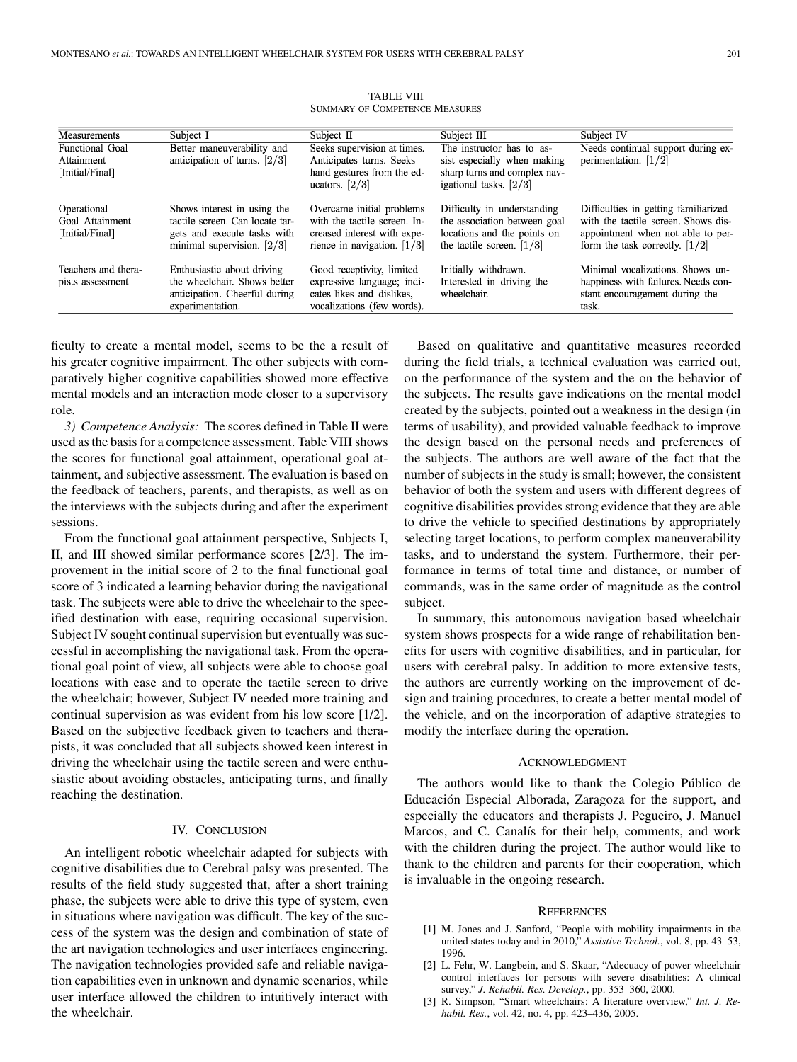TABLE VIII
SUMMARY OF COMPETENCE MEASURES

| Measurements | Subject I | Subject II | Subject III | Subject IV |
|---|---|---|---|---|
| Functional Goal Attainment [Initial/Final] | Better maneuverability and anticipation of turns. [2/3] | Seeks supervision at times. Anticipates turns. Seeks hand gestures from the educators. [2/3] | The instructor has to assist especially when making sharp turns and complex navigational tasks. [2/3] | Needs continual support during experimentation. [1/2] |
| Operational Goal Attainment [Initial/Final] | Shows interest in using the tactile screen. Can locate targets and execute tasks with minimal supervision. [2/3] | Overcame initial problems with the tactile screen. Increased interest with experience in navigation. [1/3] | Difficulty in understanding the association between goal locations and the points on the tactile screen. [1/3] | Difficulties in getting familiarized with the tactile screen. Shows disappointment when not able to perform the task correctly. [1/2] |
| Teachers and therapists assessment | Enthusiastic about driving the wheelchair. Shows better anticipation. Cheerful during experimentation. | Good receptivity, limited expressive language; indicates likes and dislikes, vocalizations (few words). | Initially withdrawn. Interested in driving the wheelchair. | Minimal vocalizations. Shows unhappiness with failures. Needs constant encouragement during the task. |

ficulty to create a mental model, seems to be the a result of his greater cognitive impairment. The other subjects with comparatively higher cognitive capabilities showed more effective mental models and an interaction mode closer to a supervisory role.

*3) Competence Analysis:* The scores defined in Table II were used as the basis for a competence assessment. Table VIII shows the scores for functional goal attainment, operational goal attainment, and subjective assessment. The evaluation is based on the feedback of teachers, parents, and therapists, as well as on the interviews with the subjects during and after the experiment sessions.

From the functional goal attainment perspective, Subjects I, II, and III showed similar performance scores [2/3]. The improvement in the initial score of 2 to the final functional goal score of 3 indicated a learning behavior during the navigational task. The subjects were able to drive the wheelchair to the specified destination with ease, requiring occasional supervision. Subject IV sought continual supervision but eventually was successful in accomplishing the navigational task. From the operational goal point of view, all subjects were able to choose goal locations with ease and to operate the tactile screen to drive the wheelchair; however, Subject IV needed more training and continual supervision as was evident from his low score [1/2]. Based on the subjective feedback given to teachers and therapists, it was concluded that all subjects showed keen interest in driving the wheelchair using the tactile screen and were enthusiastic about avoiding obstacles, anticipating turns, and finally reaching the destination.

## IV. Conclusion

An intelligent robotic wheelchair adapted for subjects with cognitive disabilities due to Cerebral palsy was presented. The results of the field study suggested that, after a short training phase, the subjects were able to drive this type of system, even in situations where navigation was difficult. The key of the success of the system was the design and combination of state of the art navigation technologies and user interfaces engineering. The navigation technologies provided safe and reliable navigation capabilities even in unknown and dynamic scenarios, while user interface allowed the children to intuitively interact with the wheelchair.

Based on qualitative and quantitative measures recorded during the field trials, a technical evaluation was carried out, on the performance of the system and the on the behavior of the subjects. The results gave indications on the mental model created by the subjects, pointed out a weakness in the design (in terms of usability), and provided valuable feedback to improve the design based on the personal needs and preferences of the subjects. The authors are well aware of the fact that the number of subjects in the study is small; however, the consistent behavior of both the system and users with different degrees of cognitive disabilities provides strong evidence that they are able to drive the vehicle to specified destinations by appropriately selecting target locations, to perform complex maneuverability tasks, and to understand the system. Furthermore, their performance in terms of total time and distance, or number of commands, was in the same order of magnitude as the control subject.

In summary, this autonomous navigation based wheelchair system shows prospects for a wide range of rehabilitation benefits for users with cognitive disabilities, and in particular, for users with cerebral palsy. In addition to more extensive tests, the authors are currently working on the improvement of design and training procedures, to create a better mental model of the vehicle, and on the incorporation of adaptive strategies to modify the interface during the operation.

## Acknowledgment

The authors would like to thank the Colegio Público de Educación Especial Alborada, Zaragoza for the support, and especially the educators and therapists J. Pegueiro, J. Manuel Marcos, and C. Canalís for their help, comments, and work with the children during the project. The author would like to thank to the children and parents for their cooperation, which is invaluable in the ongoing research.

## References

[1] M. Jones and J. Sanford, "People with mobility impairments in the united states today and in 2010," *Assistive Technol.*, vol. 8, pp. 43–53, 1996.

[2] L. Fehr, W. Langbein, and S. Skaar, "Adecuacy of power wheelchair control interfaces for persons with severe disabilities: A clinical survey," *J. Rehabil. Res. Develop.*, pp. 353–360, 2000.

[3] R. Simpson, "Smart wheelchairs: A literature overview," *Int. J. Rehabil. Res.*, vol. 42, no. 4, pp. 423–436, 2005.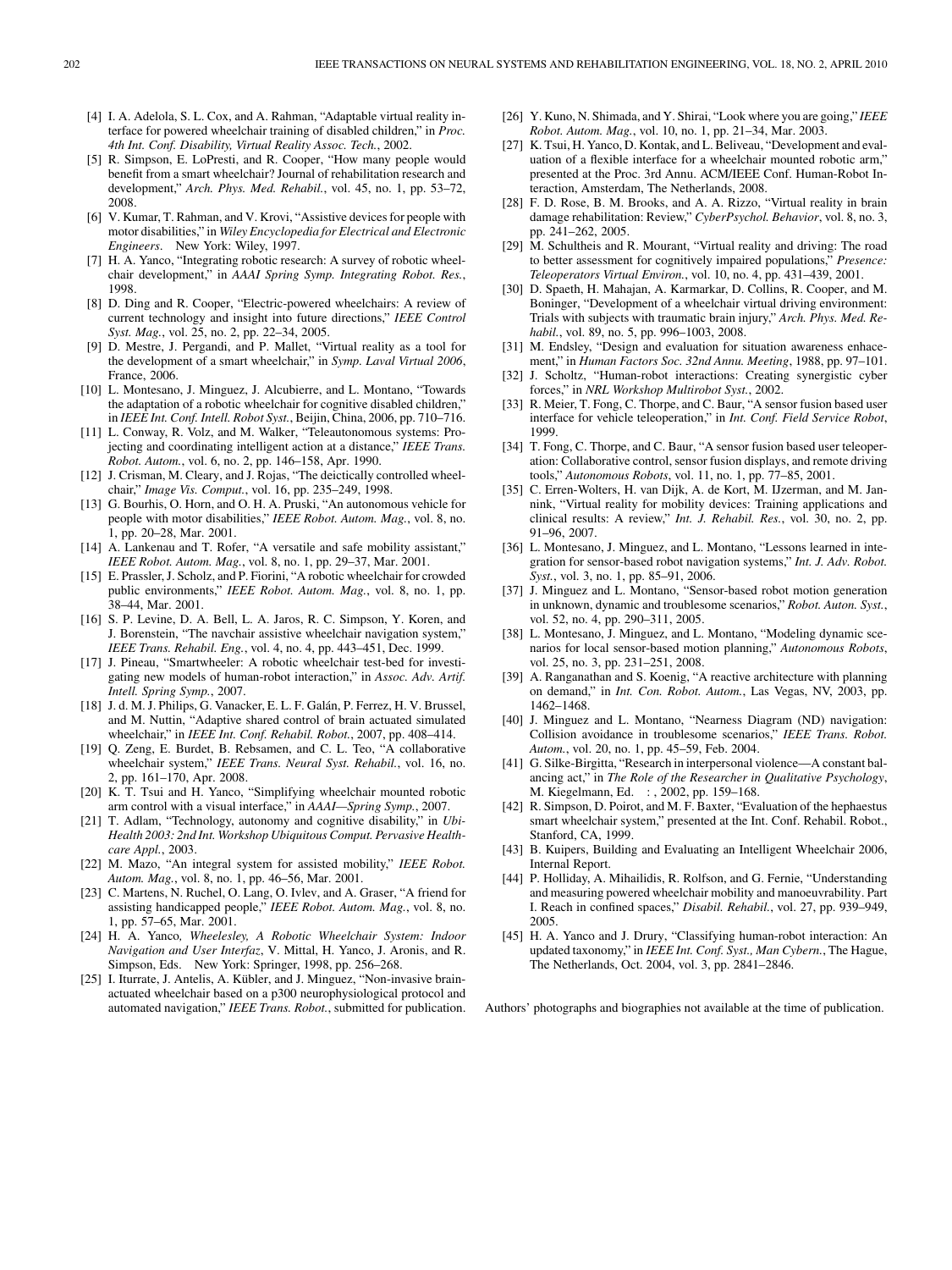[4] I. A. Adelola, S. L. Cox, and A. Rahman, "Adaptable virtual reality interface for powered wheelchair training of disabled children," in *Proc. 4th Int. Conf. Disability, Virtual Reality Assoc. Tech.*, 2002.

[5] R. Simpson, E. LoPresti, and R. Cooper, "How many people would benefit from a smart wheelchair? Journal of rehabilitation research and development," *Arch. Phys. Med. Rehabil.*, vol. 45, no. 1, pp. 53–72, 2008.

[6] V. Kumar, T. Rahman, and V. Krovi, "Assistive devices for people with motor disabilities," in *Wiley Encyclopedia for Electrical and Electronic Engineers*. New York: Wiley, 1997.

[7] H. A. Yanco, "Integrating robotic research: A survey of robotic wheelchair development," in *AAAI Spring Symp. Integrating Robot. Res.*, 1998.

[8] D. Ding and R. Cooper, "Electric-powered wheelchairs: A review of current technology and insight into future directions," *IEEE Control Syst. Mag.*, vol. 25, no. 2, pp. 22–34, 2005.

[9] D. Mestre, J. Pergandi, and P. Mallet, "Virtual reality as a tool for the development of a smart wheelchair," in *Symp. Laval Virtual 2006*, France, 2006.

[10] L. Montesano, J. Minguez, J. Alcubierre, and L. Montano, "Towards the adaptation of a robotic wheelchair for cognitive disabled children," in *IEEE Int. Conf. Intell. Robot Syst.*, Beijin, China, 2006, pp. 710–716.

[11] L. Conway, R. Volz, and M. Walker, "Teleautonomous systems: Projecting and coordinating intelligent action at a distance," *IEEE Trans. Robot. Autom.*, vol. 6, no. 2, pp. 146–158, Apr. 1990.

[12] J. Crisman, M. Cleary, and J. Rojas, "The deictically controlled wheelchair," *Image Vis. Comput.*, vol. 16, pp. 235–249, 1998.

[13] G. Bourhis, O. Horn, and O. H. A. Pruski, "An autonomous vehicle for people with motor disabilities," *IEEE Robot. Autom. Mag.*, vol. 8, no. 1, pp. 20–28, Mar. 2001.

[14] A. Lankenau and T. Rofer, "A versatile and safe mobility assistant," *IEEE Robot. Autom. Mag.*, vol. 8, no. 1, pp. 29–37, Mar. 2001.

[15] E. Prassler, J. Scholz, and P. Fiorini, "A robotic wheelchair for crowded public environments," *IEEE Robot. Autom. Mag.*, vol. 8, no. 1, pp. 38–44, Mar. 2001.

[16] S. P. Levine, D. A. Bell, L. A. Jaros, R. C. Simpson, Y. Koren, and J. Borenstein, "The navchair assistive wheelchair navigation system," *IEEE Trans. Rehabil. Eng.*, vol. 4, no. 4, pp. 443–451, Dec. 1999.

[17] J. Pineau, "Smartwheeler: A robotic wheelchair test-bed for investigating new models of human-robot interaction," in *Assoc. Adv. Artif. Intell. Spring Symp.*, 2007.

[18] J. d. M. J. Philips, G. Vanacker, E. L. F. Galán, P. Ferrez, H. V. Brussel, and M. Nuttin, "Adaptive shared control of brain actuated simulated wheelchair," in *IEEE Int. Conf. Rehabil. Robot.*, 2007, pp. 408–414.

[19] Q. Zeng, E. Burdet, B. Rebsamen, and C. L. Teo, "A collaborative wheelchair system," *IEEE Trans. Neural Syst. Rehabil.*, vol. 16, no. 2, pp. 161–170, Apr. 2008.

[20] K. T. Tsui and H. Yanco, "Simplifying wheelchair mounted robotic arm control with a visual interface," in *AAAI—Spring Symp.*, 2007.

[21] T. Adlam, "Technology, autonomy and cognitive disability," in *Ubi-Health 2003: 2nd Int. Workshop Ubiquitous Comput. Pervasive Healthcare Appl.*, 2003.

[22] M. Mazo, "An integral system for assisted mobility," *IEEE Robot. Autom. Mag.*, vol. 8, no. 1, pp. 46–56, Mar. 2001.

[23] C. Martens, N. Ruchel, O. Lang, O. Ivlev, and A. Graser, "A friend for assisting handicapped people," *IEEE Robot. Autom. Mag.*, vol. 8, no. 1, pp. 57–65, Mar. 2001.

[24] H. A. Yanco, *Wheelesley, A Robotic Wheelchair System: Indoor Navigation and User Interfaz*, V. Mittal, H. Yanco, J. Aronis, and R. Simpson, Eds. New York: Springer, 1998, pp. 256–268.

[25] I. Iturrate, J. Antelis, A. Kübler, and J. Minguez, "Non-invasive brain-actuated wheelchair based on a p300 neurophysiological protocol and automated navigation," *IEEE Trans. Robot.*, submitted for publication.

[26] Y. Kuno, N. Shimada, and Y. Shirai, "Look where you are going," *IEEE Robot. Autom. Mag.*, vol. 10, no. 1, pp. 21–34, Mar. 2003.

[27] K. Tsui, H. Yanco, D. Kontak, and L. Beliveau, "Development and evaluation of a flexible interface for a wheelchair mounted robotic arm," presented at the Proc. 3rd Annu. ACM/IEEE Conf. Human-Robot Interaction, Amsterdam, The Netherlands, 2008.

[28] F. D. Rose, B. M. Brooks, and A. A. Rizzo, "Virtual reality in brain damage rehabilitation: Review," *CyberPsychol. Behavior*, vol. 8, no. 3, pp. 241–262, 2005.

[29] M. Schultheis and R. Mourant, "Virtual reality and driving: The road to better assessment for cognitively impaired populations," *Presence: Teleoperators Virtual Environ.*, vol. 10, no. 4, pp. 431–439, 2001.

[30] D. Spaeth, H. Mahajan, A. Karmarkar, D. Collins, R. Cooper, and M. Boninger, "Development of a wheelchair virtual driving environment: Trials with subjects with traumatic brain injury," *Arch. Phys. Med. Rehabil.*, vol. 89, no. 5, pp. 996–1003, 2008.

[31] M. Endsley, "Design and evaluation for situation awareness enhacement," in *Human Factors Soc. 32nd Annu. Meeting*, 1988, pp. 97–101.

[32] J. Scholtz, "Human-robot interactions: Creating synergistic cyber forces," in *NRL Workshop Multirobot Syst.*, 2002.

[33] R. Meier, T. Fong, C. Thorpe, and C. Baur, "A sensor fusion based user interface for vehicle teleoperation," in *Int. Conf. Field Service Robot*, 1999.

[34] T. Fong, C. Thorpe, and C. Baur, "A sensor fusion based user teleoperation: Collaborative control, sensor fusion displays, and remote driving tools," *Autonomous Robots*, vol. 11, no. 1, pp. 77–85, 2001.

[35] C. Erren-Wolters, H. van Dijk, A. de Kort, M. IJzerman, and M. Jannink, "Virtual reality for mobility devices: Training applications and clinical results: A review," *Int. J. Rehabil. Res.*, vol. 30, no. 2, pp. 91–96, 2007.

[36] L. Montesano, J. Minguez, and L. Montano, "Lessons learned in integration for sensor-based robot navigation systems," *Int. J. Adv. Robot. Syst.*, vol. 3, no. 1, pp. 85–91, 2006.

[37] J. Minguez and L. Montano, "Sensor-based robot motion generation in unknown, dynamic and troublesome scenarios," *Robot. Auton. Syst.*, vol. 52, no. 4, pp. 290–311, 2005.

[38] L. Montesano, J. Minguez, and L. Montano, "Modeling dynamic scenarios for local sensor-based motion planning," *Autonomous Robots*, vol. 25, no. 3, pp. 231–251, 2008.

[39] A. Ranganathan and S. Koenig, "A reactive architecture with planning on demand," in *Int. Con. Robot. Autom.*, Las Vegas, NV, 2003, pp. 1462–1468.

[40] J. Minguez and L. Montano, "Nearness Diagram (ND) navigation: Collision avoidance in troublesome scenarios," *IEEE Trans. Robot. Autom.*, vol. 20, no. 1, pp. 45–59, Feb. 2004.

[41] G. Silke-Birgitta, "Research in interpersonal violence—A constant balancing act," in *The Role of the Researcher in Qualitative Psychology*, M. Kiegelmann, Ed. : , 2002, pp. 159–168.

[42] R. Simpson, D. Poirot, and M. F. Baxter, "Evaluation of the hephaestus smart wheelchair system," presented at the Int. Conf. Rehabil. Robot., Stanford, CA, 1999.

[43] B. Kuipers, Building and Evaluating an Intelligent Wheelchair 2006, Internal Report.

[44] P. Holliday, A. Mihailidis, R. Rolfson, and G. Fernie, "Understanding and measuring powered wheelchair mobility and manoeuvrability. Part I. Reach in confined spaces," *Disabil. Rehabil.*, vol. 27, pp. 939–949, 2005.

[45] H. A. Yanco and J. Drury, "Classifying human-robot interaction: An updated taxonomy," in *IEEE Int. Conf. Syst., Man Cybern.*, The Hague, The Netherlands, Oct. 2004, vol. 3, pp. 2841–2846.

Authors' photographs and biographies not available at the time of publication.